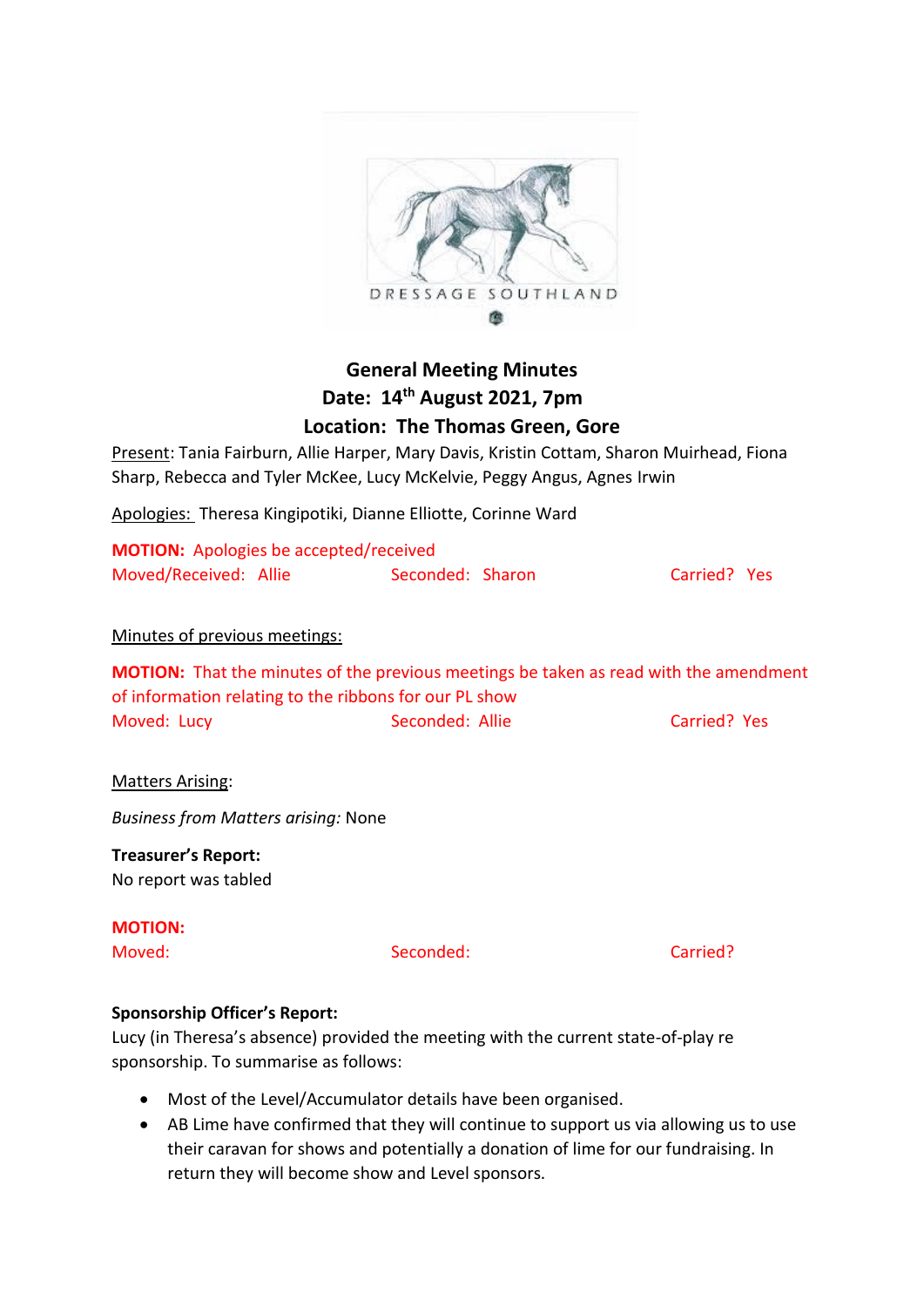DRESSAGE SOUTHLAND

# General Meeting Minutes

**Date: 14th August 2021, 7pm**

**Location: The Thomas Green, Gore**

Present: Tania Fairburn, Allie Harper, Mary Davis, Kristin Cottam, Sharon Muirhead, Fiona Sharp, Rebecca and Tyler McKee, Lucy McKelvie, Peggy Angus, Agnes Irwin

Apologies: Theresa Kingipotiki, Dianne Elliotte, Corinne Ward

**MOTION:** Apologies be accepted/received
Moved/Received: Allie Seconded: Sharon Carried? Yes

Minutes of previous meetings:

**MOTION:** That the minutes of the previous meetings be taken as read with the amendment of information relating to the ribbons for our PL show
Moved: Lucy Seconded: Allie Carried? Yes

Matters Arising:

*Business from Matters arising:* None

**Treasurer's Report:**
No report was tabled

**MOTION:**
Moved: Seconded: Carried?

**Sponsorship Officer's Report:**
Lucy (in Theresa's absence) provided the meeting with the current state-of-play re sponsorship. To summarise as follows:

- Most of the Level/Accumulator details have been organised.
- AB Lime have confirmed that they will continue to support us via allowing us to use their caravan for shows and potentially a donation of lime for our fundraising. In return they will become show and Level sponsors.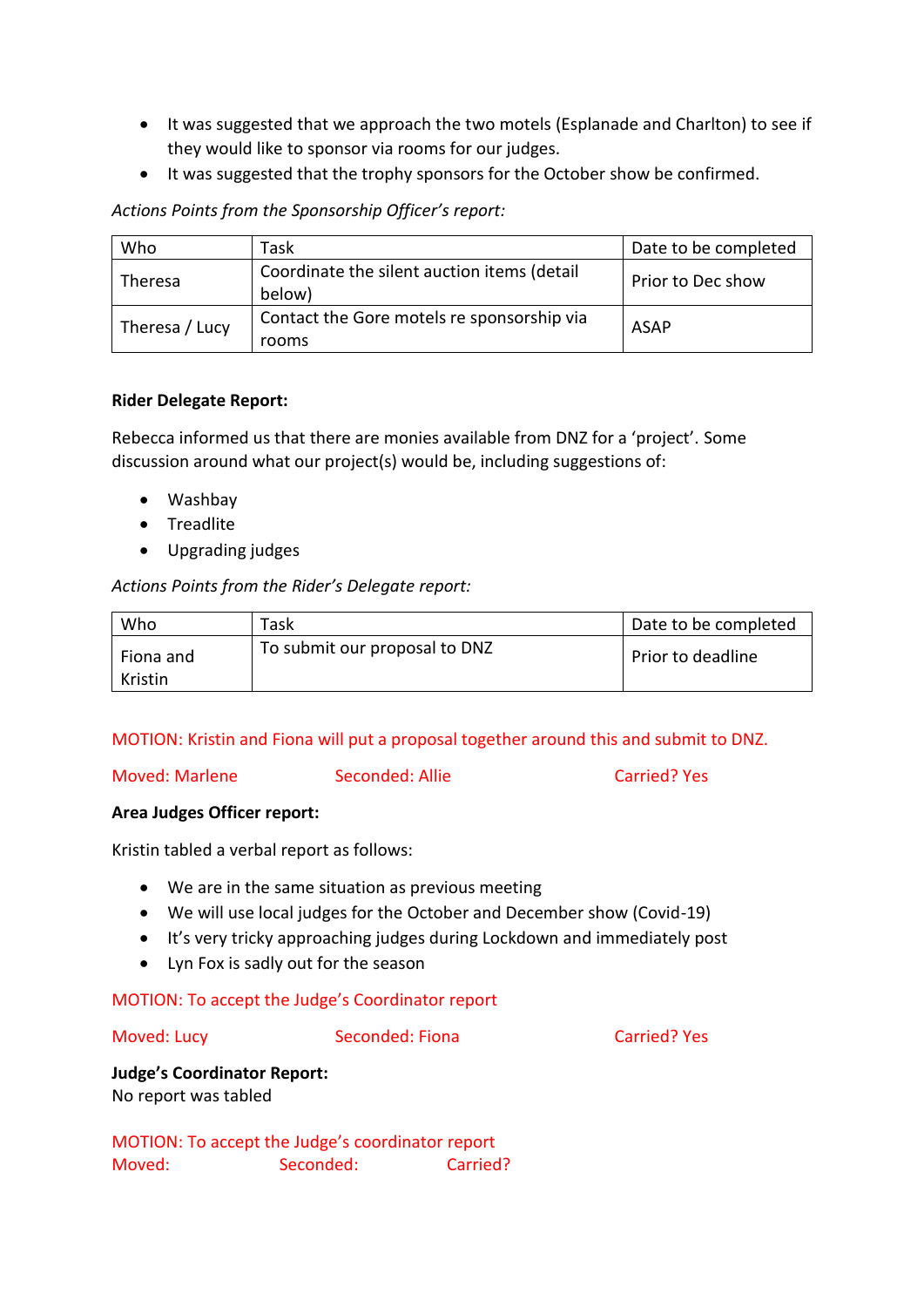- It was suggested that we approach the two motels (Esplanade and Charlton) to see if they would like to sponsor via rooms for our judges.
- It was suggested that the trophy sponsors for the October show be confirmed.

*Actions Points from the Sponsorship Officer's report:*

| Who | Task | Date to be completed |
|---|---|---|
| Theresa | Coordinate the silent auction items (detail below) | Prior to Dec show |
| Theresa / Lucy | Contact the Gore motels re sponsorship via rooms | ASAP |

**Rider Delegate Report:**

Rebecca informed us that there are monies available from DNZ for a 'project'. Some discussion around what our project(s) would be, including suggestions of:

- Washbay
- Treadlite
- Upgrading judges

*Actions Points from the Rider's Delegate report:*

| Who | Task | Date to be completed |
|---|---|---|
| Fiona and Kristin | To submit our proposal to DNZ | Prior to deadline |

MOTION: Kristin and Fiona will put a proposal together around this and submit to DNZ.

Moved: Marlene Seconded: Allie Carried? Yes

**Area Judges Officer report:**

Kristin tabled a verbal report as follows:

- We are in the same situation as previous meeting
- We will use local judges for the October and December show (Covid-19)
- It's very tricky approaching judges during Lockdown and immediately post
- Lyn Fox is sadly out for the season

MOTION: To accept the Judge's Coordinator report

Moved: Lucy Seconded: Fiona Carried? Yes

**Judge's Coordinator Report:**
No report was tabled

MOTION: To accept the Judge's coordinator report
Moved: Seconded: Carried?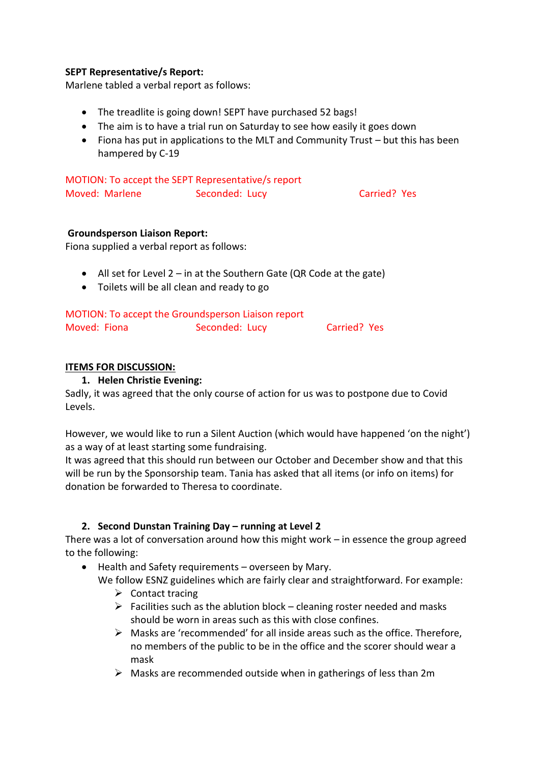**SEPT Representative/s Report:**
Marlene tabled a verbal report as follows:

- The treadlite is going down! SEPT have purchased 52 bags!
- The aim is to have a trial run on Saturday to see how easily it goes down
- Fiona has put in applications to the MLT and Community Trust – but this has been hampered by C-19

MOTION: To accept the SEPT Representative/s report
Moved: Marlene Seconded: Lucy Carried? Yes

**Groundsperson Liaison Report:**
Fiona supplied a verbal report as follows:

- All set for Level 2 – in at the Southern Gate (QR Code at the gate)
- Toilets will be all clean and ready to go

MOTION: To accept the Groundsperson Liaison report
Moved: Fiona Seconded: Lucy Carried? Yes

**ITEMS FOR DISCUSSION:**

1. **Helen Christie Evening:**

Sadly, it was agreed that the only course of action for us was to postpone due to Covid Levels.

However, we would like to run a Silent Auction (which would have happened 'on the night') as a way of at least starting some fundraising.
It was agreed that this should run between our October and December show and that this will be run by the Sponsorship team. Tania has asked that all items (or info on items) for donation be forwarded to Theresa to coordinate.

2. **Second Dunstan Training Day – running at Level 2**

There was a lot of conversation around how this might work – in essence the group agreed to the following:

- Health and Safety requirements – overseen by Mary.
  We follow ESNZ guidelines which are fairly clear and straightforward. For example:
    - Contact tracing
    - Facilities such as the ablution block – cleaning roster needed and masks should be worn in areas such as this with close confines.
    - Masks are 'recommended' for all inside areas such as the office. Therefore, no members of the public to be in the office and the scorer should wear a mask
    - Masks are recommended outside when in gatherings of less than 2m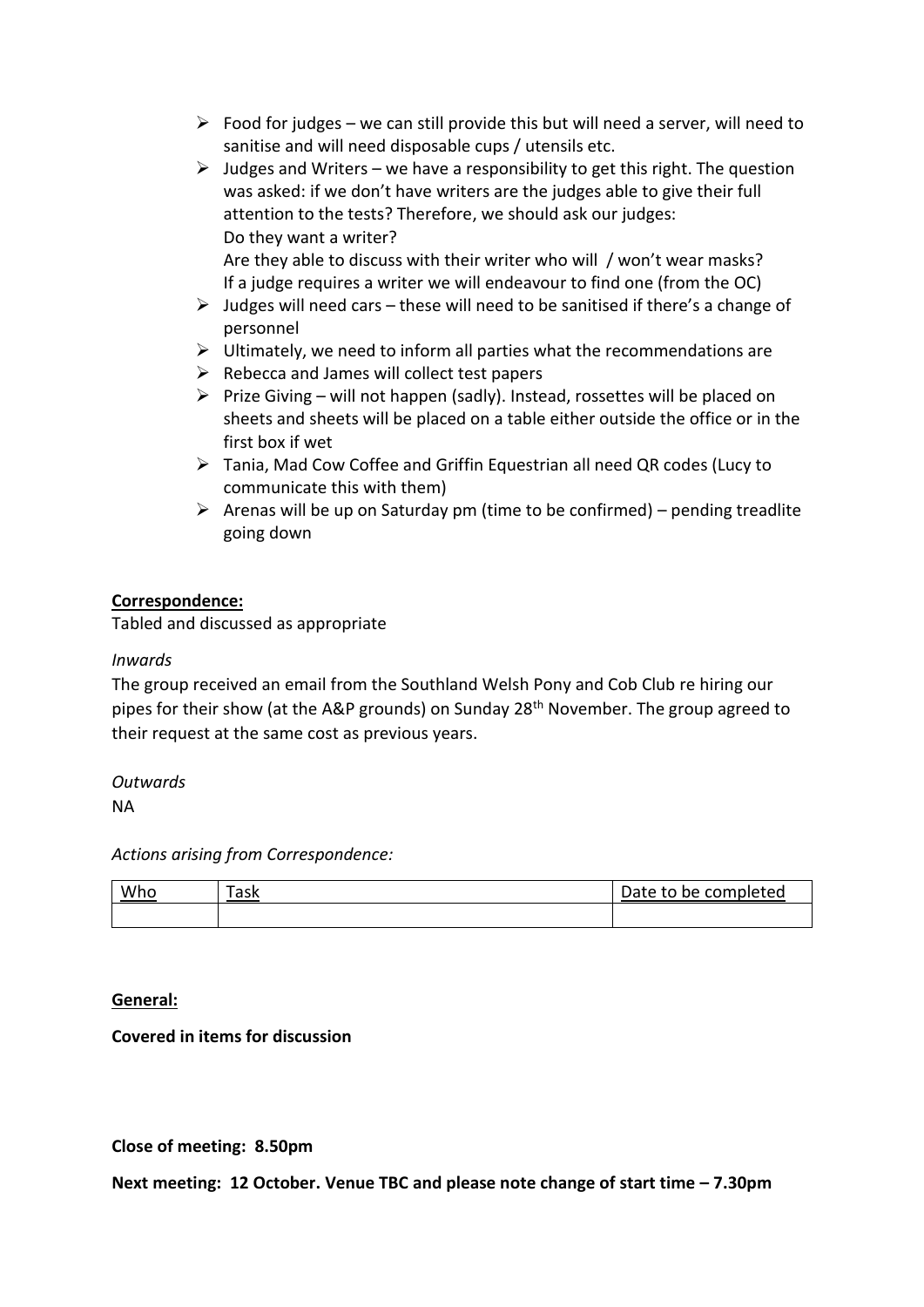- Food for judges – we can still provide this but will need a server, will need to sanitise and will need disposable cups / utensils etc.
- Judges and Writers – we have a responsibility to get this right. The question was asked: if we don't have writers are the judges able to give their full attention to the tests? Therefore, we should ask our judges:
  Do they want a writer?
  Are they able to discuss with their writer who will / won't wear masks?
  If a judge requires a writer we will endeavour to find one (from the OC)
- Judges will need cars – these will need to be sanitised if there's a change of personnel
- Ultimately, we need to inform all parties what the recommendations are
- Rebecca and James will collect test papers
- Prize Giving – will not happen (sadly). Instead, rossettes will be placed on sheets and sheets will be placed on a table either outside the office or in the first box if wet
- Tania, Mad Cow Coffee and Griffin Equestrian all need QR codes (Lucy to communicate this with them)
- Arenas will be up on Saturday pm (time to be confirmed) – pending treadlite going down

**Correspondence:**

Tabled and discussed as appropriate

*Inwards*

The group received an email from the Southland Welsh Pony and Cob Club re hiring our pipes for their show (at the A&P grounds) on Sunday 28th November. The group agreed to their request at the same cost as previous years.

*Outwards*

NA

*Actions arising from Correspondence:*

| Who | Task | Date to be completed |
|---|---|---|
| | | |

**General:**

**Covered in items for discussion**

**Close of meeting: 8.50pm**

**Next meeting: 12 October. Venue TBC and please note change of start time – 7.30pm**